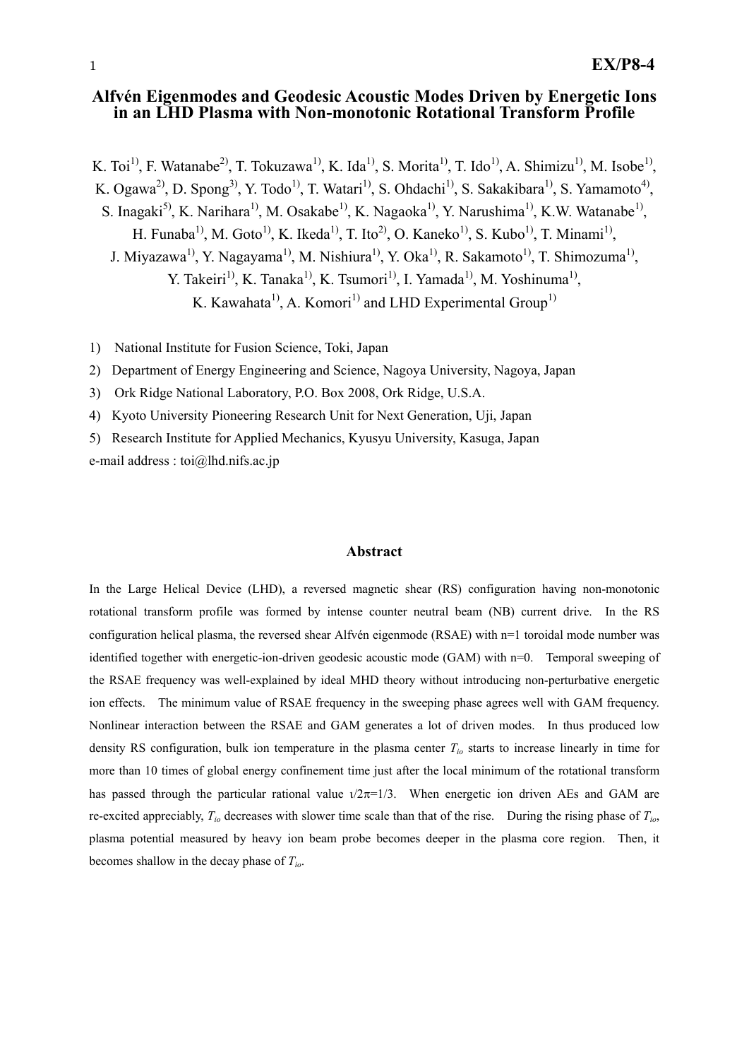# Alfvén Eigenmodes and Geodesic Acoustic Modes Driven by Energetic Ions in an LHD Plasma with Non-monotonic Rotational Transform Profile

K. Toi[1], F. Watanabe[2], T. Tokuzawa[1], K. Ida[1], S. Morita[1], T. Ido[1], A. Shimizu[1], M. Isobe[1], K. Ogawa[2], D. Spong[3], Y. Todo[1], T. Watari[1], S. Ohdachi[1], S. Sakakibara[1], S. Yamamoto[4], S. Inagaki[5], K. Narihara[1], M. Osakabe[1], K. Nagaoka[1], Y. Narushima[1], K.W. Watanabe[1], H. Funaba[1], M. Goto[1], K. Ikeda[1], T. Ito[2], O. Kaneko[1], S. Kubo[1], T. Minami[1], J. Miyazawa[1], Y. Nagayama[1], M. Nishiura[1], Y. Oka[1], R. Sakamoto[1], T. Shimozuma[1], Y. Takeiri[1], K. Tanaka[1], K. Tsumori[1], I. Yamada[1], M. Yoshinuma[1], K. Kawahata[1], A. Komori[1] and LHD Experimental Group[1]

1) National Institute for Fusion Science, Toki, Japan
2) Department of Energy Engineering and Science, Nagoya University, Nagoya, Japan
3) Ork Ridge National Laboratory, P.O. Box 2008, Ork Ridge, U.S.A.
4) Kyoto University Pioneering Research Unit for Next Generation, Uji, Japan
5) Research Institute for Applied Mechanics, Kyusyu University, Kasuga, Japan

e-mail address : toi@lhd.nifs.ac.jp

## Abstract

In the Large Helical Device (LHD), a reversed magnetic shear (RS) configuration having non-monotonic rotational transform profile was formed by intense counter neutral beam (NB) current drive. In the RS configuration helical plasma, the reversed shear Alfvén eigenmode (RSAE) with n=1 toroidal mode number was identified together with energetic-ion-driven geodesic acoustic mode (GAM) with n=0. Temporal sweeping of the RSAE frequency was well-explained by ideal MHD theory without introducing non-perturbative energetic ion effects. The minimum value of RSAE frequency in the sweeping phase agrees well with GAM frequency. Nonlinear interaction between the RSAE and GAM generates a lot of driven modes. In thus produced low density RS configuration, bulk ion temperature in the plasma center $T_{io}$ starts to increase linearly in time for more than 10 times of global energy confinement time just after the local minimum of the rotational transform has passed through the particular rational value $\iota/2\pi=1/3$. When energetic ion driven AEs and GAM are re-excited appreciably, $T_{io}$ decreases with slower time scale than that of the rise. During the rising phase of $T_{io}$, plasma potential measured by heavy ion beam probe becomes deeper in the plasma core region. Then, it becomes shallow in the decay phase of $T_{io}$.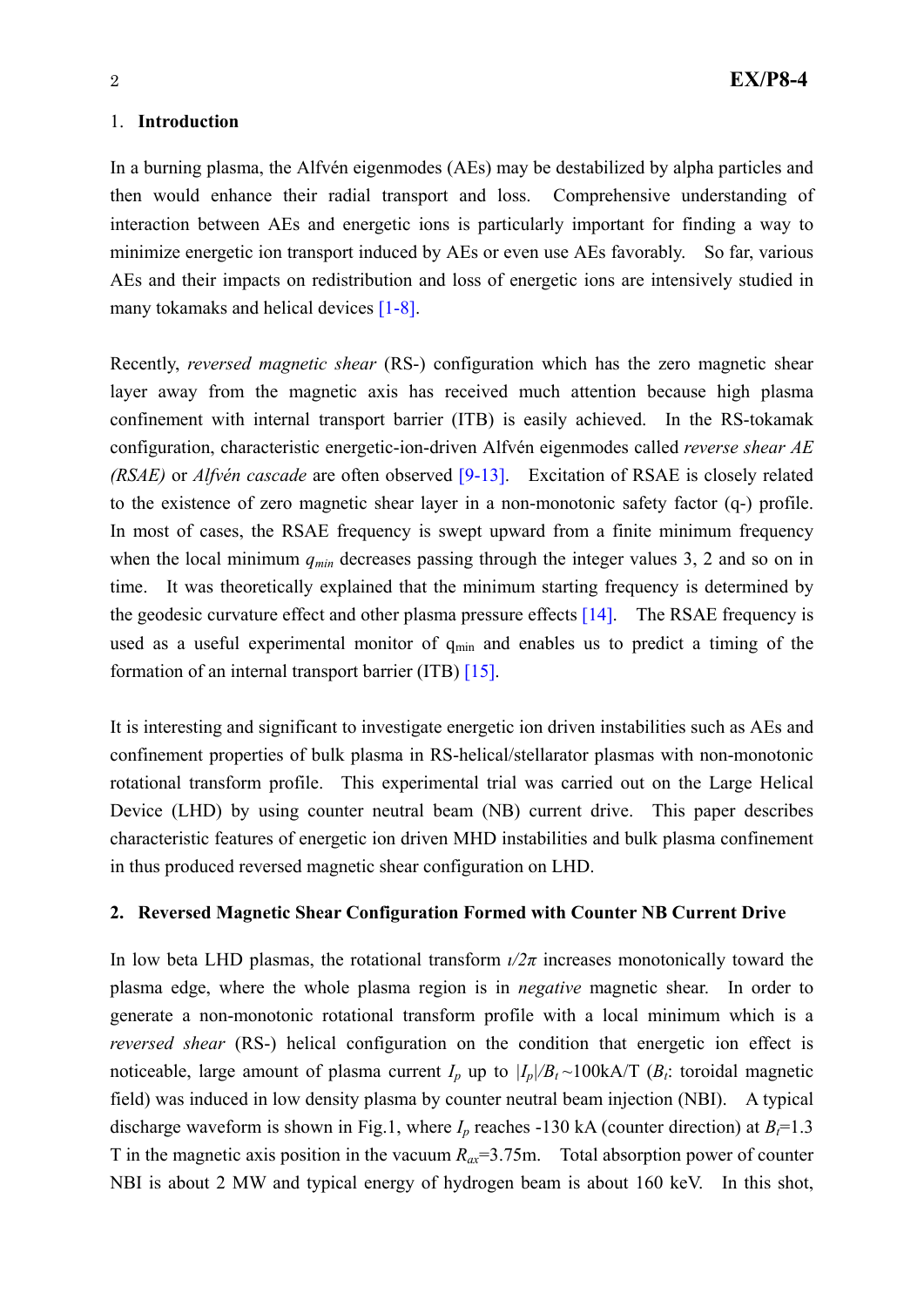## 1. Introduction

In a burning plasma, the Alfvén eigenmodes (AEs) may be destabilized by alpha particles and then would enhance their radial transport and loss. Comprehensive understanding of interaction between AEs and energetic ions is particularly important for finding a way to minimize energetic ion transport induced by AEs or even use AEs favorably. So far, various AEs and their impacts on redistribution and loss of energetic ions are intensively studied in many tokamaks and helical devices [1-8].

Recently, *reversed magnetic shear* (RS-) configuration which has the zero magnetic shear layer away from the magnetic axis has received much attention because high plasma confinement with internal transport barrier (ITB) is easily achieved. In the RS-tokamak configuration, characteristic energetic-ion-driven Alfvén eigenmodes called *reverse shear AE (RSAE)* or *Alfvén cascade* are often observed [9-13]. Excitation of RSAE is closely related to the existence of zero magnetic shear layer in a non-monotonic safety factor (q-) profile. In most of cases, the RSAE frequency is swept upward from a finite minimum frequency when the local minimum $q_{min}$ decreases passing through the integer values 3, 2 and so on in time. It was theoretically explained that the minimum starting frequency is determined by the geodesic curvature effect and other plasma pressure effects [14]. The RSAE frequency is used as a useful experimental monitor of $q_{min}$ and enables us to predict a timing of the formation of an internal transport barrier (ITB) [15].

It is interesting and significant to investigate energetic ion driven instabilities such as AEs and confinement properties of bulk plasma in RS-helical/stellarator plasmas with non-monotonic rotational transform profile. This experimental trial was carried out on the Large Helical Device (LHD) by using counter neutral beam (NB) current drive. This paper describes characteristic features of energetic ion driven MHD instabilities and bulk plasma confinement in thus produced reversed magnetic shear configuration on LHD.

## 2. Reversed Magnetic Shear Configuration Formed with Counter NB Current Drive

In low beta LHD plasmas, the rotational transform $\iota/2\pi$ increases monotonically toward the plasma edge, where the whole plasma region is in *negative* magnetic shear. In order to generate a non-monotonic rotational transform profile with a local minimum which is a *reversed shear* (RS-) helical configuration on the condition that energetic ion effect is noticeable, large amount of plasma current $I_p$ up to $|I_p|/B_t$ ~100kA/T ($B_t$: toroidal magnetic field) was induced in low density plasma by counter neutral beam injection (NBI). A typical discharge waveform is shown in Fig.1, where $I_p$ reaches -130 kA (counter direction) at $B_t$=1.3 T in the magnetic axis position in the vacuum $R_{ax}$=3.75m. Total absorption power of counter NBI is about 2 MW and typical energy of hydrogen beam is about 160 keV. In this shot,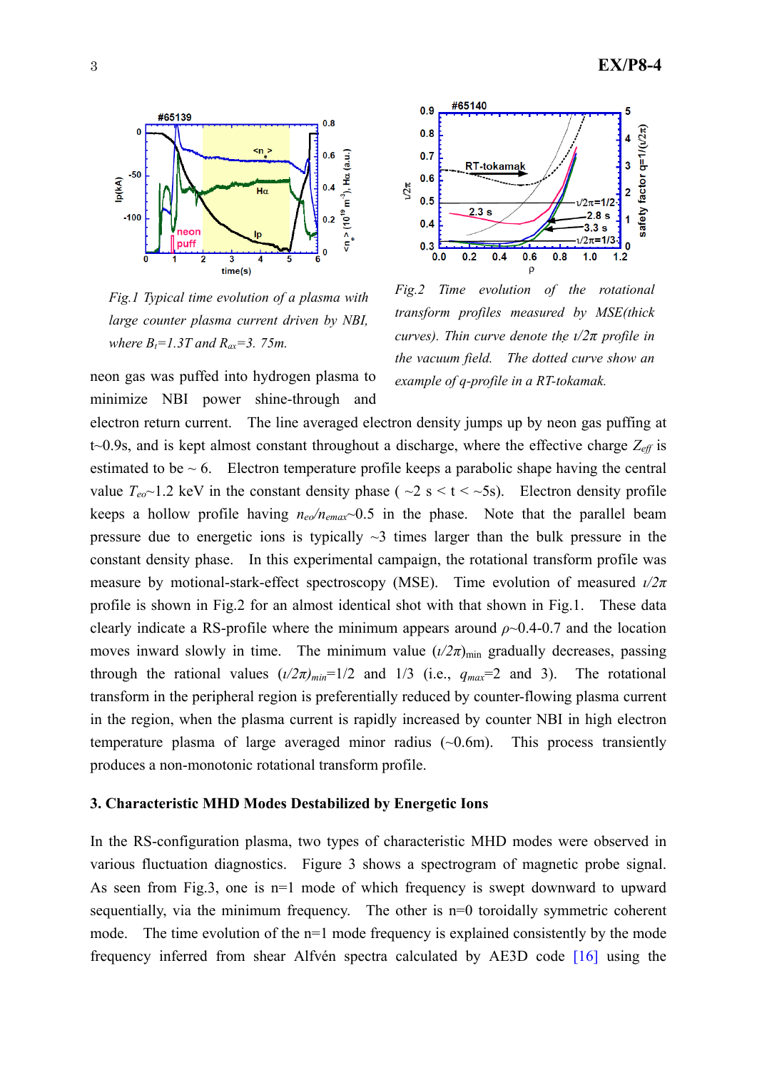*Fig.1 Typical time evolution of a plasma with large counter plasma current driven by NBI, where $B_t$=1.3T and $R_{ax}$=3. 75m.*

*Fig.2 Time evolution of the rotational transform profiles measured by MSE(thick curves). Thin curve denote the $\iota/2\pi$ profile in the vacuum field. The dotted curve show an example of q-profile in a RT-tokamak.*

neon gas was puffed into hydrogen plasma to minimize NBI power shine-through and electron return current. The line averaged electron density jumps up by neon gas puffing at t~0.9s, and is kept almost constant throughout a discharge, where the effective charge $Z_{eff}$ is estimated to be ~ 6. Electron temperature profile keeps a parabolic shape having the central value $T_{eo}$~1.2 keV in the constant density phase ( ~2 s < t < ~5s). Electron density profile keeps a hollow profile having $n_{eo}/n_{emax}$~0.5 in the phase. Note that the parallel beam pressure due to energetic ions is typically ~3 times larger than the bulk pressure in the constant density phase. In this experimental campaign, the rotational transform profile was measure by motional-stark-effect spectroscopy (MSE). Time evolution of measured $\iota/2\pi$ profile is shown in Fig.2 for an almost identical shot with that shown in Fig.1. These data clearly indicate a RS-profile where the minimum appears around $\rho$~0.4-0.7 and the location moves inward slowly in time. The minimum value $(\iota/2\pi)_{\min}$ gradually decreases, passing through the rational values $(\iota/2\pi)_{min}$=1/2 and 1/3 (i.e., $q_{max}$=2 and 3). The rotational transform in the peripheral region is preferentially reduced by counter-flowing plasma current in the region, when the plasma current is rapidly increased by counter NBI in high electron temperature plasma of large averaged minor radius (~0.6m). This process transiently produces a non-monotonic rotational transform profile.

### 3. Characteristic MHD Modes Destabilized by Energetic Ions

In the RS-configuration plasma, two types of characteristic MHD modes were observed in various fluctuation diagnostics. Figure 3 shows a spectrogram of magnetic probe signal. As seen from Fig.3, one is n=1 mode of which frequency is swept downward to upward sequentially, via the minimum frequency. The other is n=0 toroidally symmetric coherent mode. The time evolution of the n=1 mode frequency is explained consistently by the mode frequency inferred from shear Alfvén spectra calculated by AE3D code [16] using the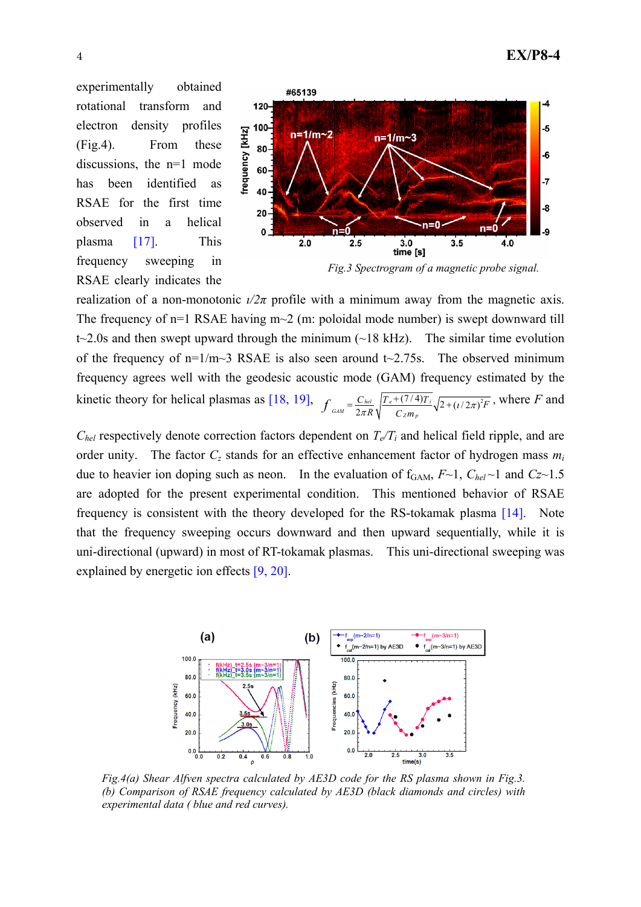experimentally obtained rotational transform and electron density profiles (Fig.4). From these discussions, the n=1 mode has been identified as RSAE for the first time observed in a helical plasma [17]. This frequency sweeping in RSAE clearly indicates the realization of a non-monotonic $\iota/2\pi$ profile with a minimum away from the magnetic axis. The frequency of n=1 RSAE having m~2 (m: poloidal mode number) is swept downward till t~2.0s and then swept upward through the minimum (~18 kHz). The similar time evolution of the frequency of n=1/m~3 RSAE is also seen around t~2.75s. The observed minimum frequency agrees well with the geodesic acoustic mode (GAM) frequency estimated by the kinetic theory for helical plasmas as [18, 19], $f_{GAM} = \frac{C_{hel}}{2\pi R}\sqrt{\frac{T_e + (7/4)T_i}{C_z m_p}}\sqrt{2+(\iota/2\pi)^2 F}$, where $F$ and $C_{hel}$ respectively denote correction factors dependent on $T_e/T_i$ and helical field ripple, and are order unity. The factor $C_z$ stands for an effective enhancement factor of hydrogen mass $m_i$ due to heavier ion doping such as neon. In the evaluation of $f_{GAM}$, $F$~1, $C_{hel}$~1 and $C_z$~1.5 are adopted for the present experimental condition. This mentioned behavior of RSAE frequency is consistent with the theory developed for the RS-tokamak plasma [14]. Note that the frequency sweeping occurs downward and then upward sequentially, while it is uni-directional (upward) in most of RT-tokamak plasmas. This uni-directional sweeping was explained by energetic ion effects [9, 20].

*Fig.3 Spectrogram of a magnetic probe signal.*

*Fig.4(a) Shear Alfven spectra calculated by AE3D code for the RS plasma shown in Fig.3. (b) Comparison of RSAE frequency calculated by AE3D (black diamonds and circles) with experimental data ( blue and red curves).*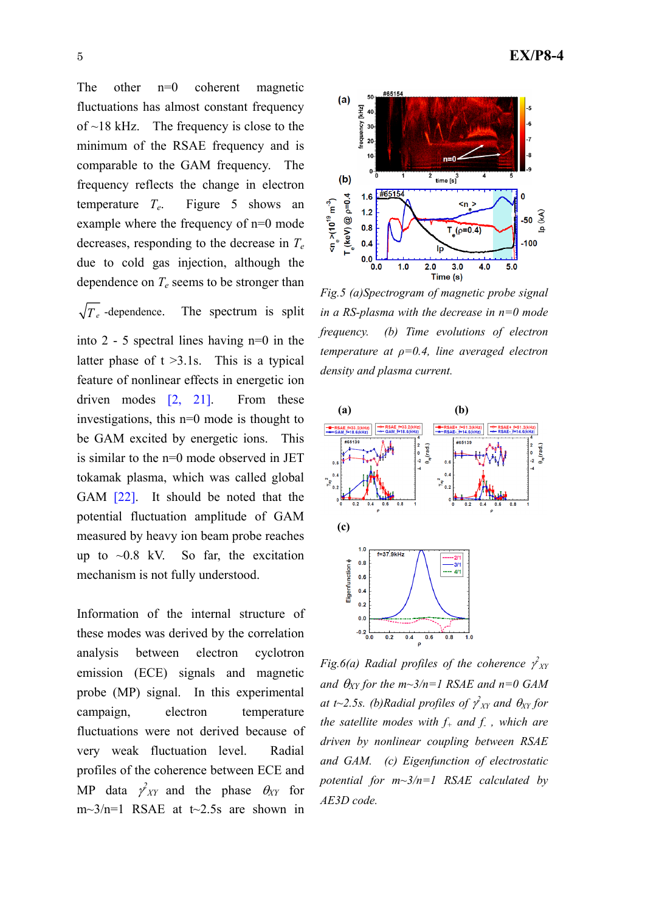The other n=0 coherent magnetic fluctuations has almost constant frequency of ~18 kHz. The frequency is close to the minimum of the RSAE frequency and is comparable to the GAM frequency. The frequency reflects the change in electron temperature $T_e$. Figure 5 shows an example where the frequency of n=0 mode decreases, responding to the decrease in $T_e$ due to cold gas injection, although the dependence on $T_e$ seems to be stronger than $\sqrt{T_e}$ -dependence. The spectrum is split into 2 - 5 spectral lines having n=0 in the latter phase of t >3.1s. This is a typical feature of nonlinear effects in energetic ion driven modes [2, 21]. From these investigations, this n=0 mode is thought to be GAM excited by energetic ions. This is similar to the n=0 mode observed in JET tokamak plasma, which was called global GAM [22]. It should be noted that the potential fluctuation amplitude of GAM measured by heavy ion beam probe reaches up to ~0.8 kV. So far, the excitation mechanism is not fully understood.

Information of the internal structure of these modes was derived by the correlation analysis between electron cyclotron emission (ECE) signals and magnetic probe (MP) signal. In this experimental campaign, electron temperature fluctuations were not derived because of very weak fluctuation level. Radial profiles of the coherence between ECE and MP data $\gamma^2_{XY}$ and the phase $\theta_{XY}$ for m~3/n=1 RSAE at t~2.5s are shown in

*Fig.5 (a)Spectrogram of magnetic probe signal in a RS-plasma with the decrease in n=0 mode frequency. (b) Time evolutions of electron temperature at ρ=0.4, line averaged electron density and plasma current.*

*Fig.6(a) Radial profiles of the coherence $\gamma^2_{XY}$ and $\theta_{XY}$ for the m~3/n=1 RSAE and n=0 GAM at t~2.5s. (b)Radial profiles of $\gamma^2_{XY}$ and $\theta_{XY}$ for the satellite modes with $f_+$ and $f_-$, which are driven by nonlinear coupling between RSAE and GAM. (c) Eigenfunction of electrostatic potential for m~3/n=1 RSAE calculated by AE3D code.*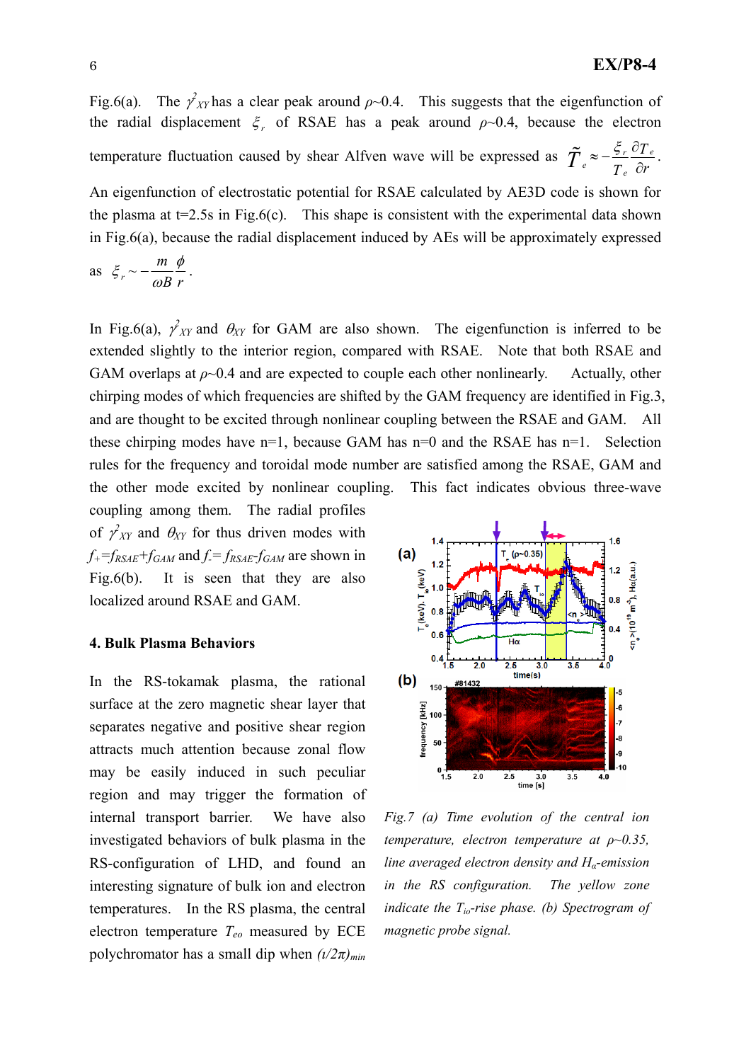Fig.6(a). The $\gamma^2_{XY}$ has a clear peak around $\rho$~0.4. This suggests that the eigenfunction of the radial displacement $\xi_r$ of RSAE has a peak around $\rho$~0.4, because the electron temperature fluctuation caused by shear Alfven wave will be expressed as $\tilde{T}_e \approx -\frac{\xi_r}{T_e}\frac{\partial T_e}{\partial r}$. An eigenfunction of electrostatic potential for RSAE calculated by AE3D code is shown for the plasma at t=2.5s in Fig.6(c). This shape is consistent with the experimental data shown in Fig.6(a), because the radial displacement induced by AEs will be approximately expressed as $\xi_r \sim -\frac{m}{\omega B}\frac{\phi}{r}$.

In Fig.6(a), $\gamma^2_{XY}$ and $\theta_{XY}$ for GAM are also shown. The eigenfunction is inferred to be extended slightly to the interior region, compared with RSAE. Note that both RSAE and GAM overlaps at $\rho$~0.4 and are expected to couple each other nonlinearly. Actually, other chirping modes of which frequencies are shifted by the GAM frequency are identified in Fig.3, and are thought to be excited through nonlinear coupling between the RSAE and GAM. All these chirping modes have n=1, because GAM has n=0 and the RSAE has n=1. Selection rules for the frequency and toroidal mode number are satisfied among the RSAE, GAM and the other mode excited by nonlinear coupling. This fact indicates obvious three-wave coupling among them. The radial profiles of $\gamma^2_{XY}$ and $\theta_{XY}$ for thus driven modes with $f_+=f_{RSAE}+f_{GAM}$ and $f_-=f_{RSAE}-f_{GAM}$ are shown in Fig.6(b). It is seen that they are also localized around RSAE and GAM.

## 4. Bulk Plasma Behaviors

In the RS-tokamak plasma, the rational surface at the zero magnetic shear layer that separates negative and positive shear region attracts much attention because zonal flow may be easily induced in such peculiar region and may trigger the formation of internal transport barrier. We have also investigated behaviors of bulk plasma in the RS-configuration of LHD, and found an interesting signature of bulk ion and electron temperatures. In the RS plasma, the central electron temperature $T_{eo}$ measured by ECE polychromator has a small dip when $(\iota/2\pi)_{min}$

*Fig.7 (a) Time evolution of the central ion temperature, electron temperature at $\rho$~0.35, line averaged electron density and $H_\alpha$-emission in the RS configuration. The yellow zone indicate the $T_{io}$-rise phase. (b) Spectrogram of magnetic probe signal.*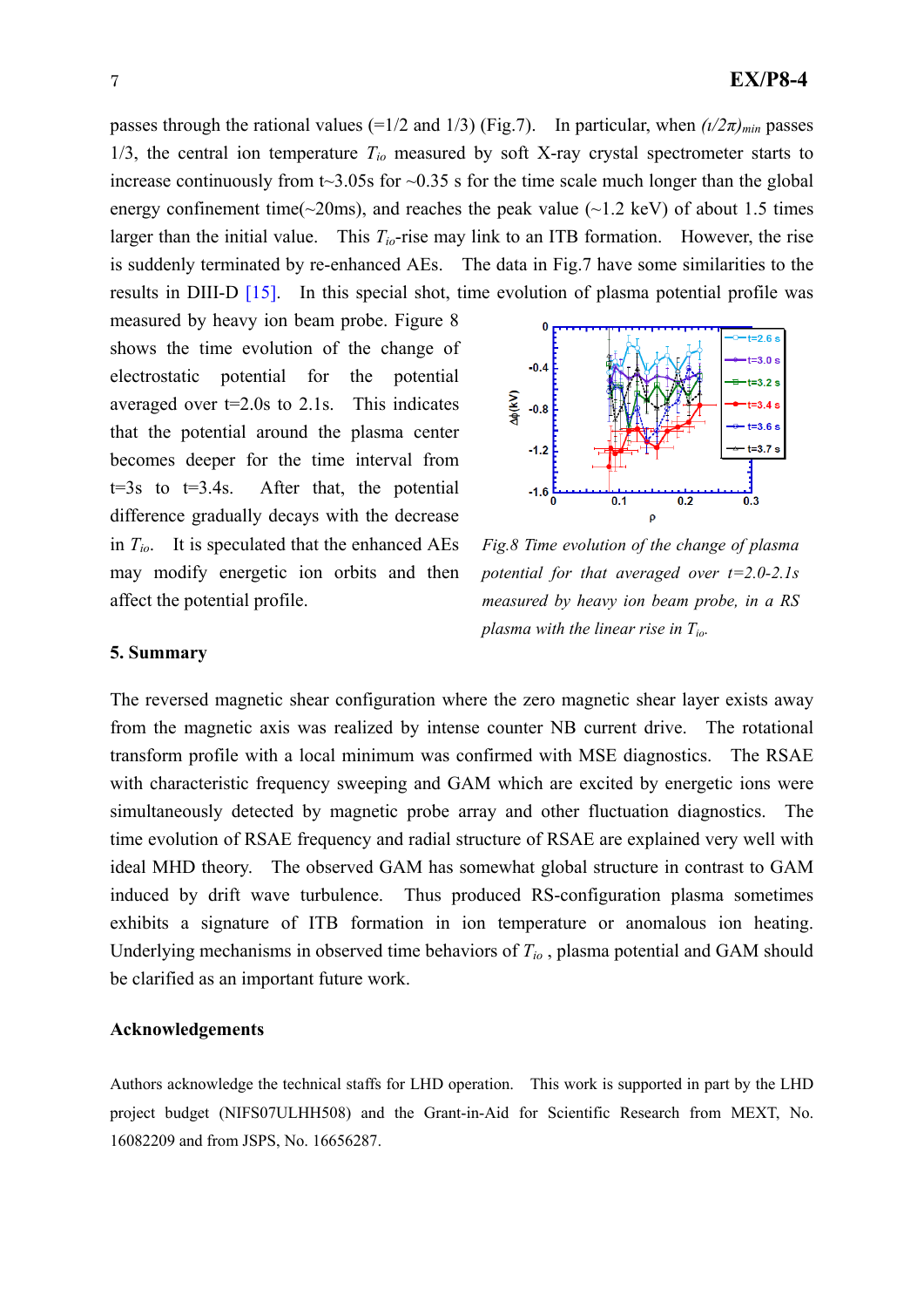passes through the rational values (=1/2 and 1/3) (Fig.7). In particular, when $(\iota/2\pi)_{min}$ passes 1/3, the central ion temperature $T_{io}$ measured by soft X-ray crystal spectrometer starts to increase continuously from t~3.05s for ~0.35 s for the time scale much longer than the global energy confinement time(~20ms), and reaches the peak value (~1.2 keV) of about 1.5 times larger than the initial value. This $T_{io}$-rise may link to an ITB formation. However, the rise is suddenly terminated by re-enhanced AEs. The data in Fig.7 have some similarities to the results in DIII-D [15]. In this special shot, time evolution of plasma potential profile was measured by heavy ion beam probe. Figure 8 shows the time evolution of the change of electrostatic potential for the potential averaged over t=2.0s to 2.1s. This indicates that the potential around the plasma center becomes deeper for the time interval from t=3s to t=3.4s. After that, the potential difference gradually decays with the decrease in $T_{io}$. It is speculated that the enhanced AEs may modify energetic ion orbits and then affect the potential profile.

*Fig.8 Time evolution of the change of plasma potential for that averaged over t=2.0-2.1s measured by heavy ion beam probe, in a RS plasma with the linear rise in $T_{io}$.*

## 5. Summary

The reversed magnetic shear configuration where the zero magnetic shear layer exists away from the magnetic axis was realized by intense counter NB current drive. The rotational transform profile with a local minimum was confirmed with MSE diagnostics. The RSAE with characteristic frequency sweeping and GAM which are excited by energetic ions were simultaneously detected by magnetic probe array and other fluctuation diagnostics. The time evolution of RSAE frequency and radial structure of RSAE are explained very well with ideal MHD theory. The observed GAM has somewhat global structure in contrast to GAM induced by drift wave turbulence. Thus produced RS-configuration plasma sometimes exhibits a signature of ITB formation in ion temperature or anomalous ion heating. Underlying mechanisms in observed time behaviors of $T_{io}$ , plasma potential and GAM should be clarified as an important future work.

## Acknowledgements

Authors acknowledge the technical staffs for LHD operation. This work is supported in part by the LHD project budget (NIFS07ULHH508) and the Grant-in-Aid for Scientific Research from MEXT, No. 16082209 and from JSPS, No. 16656287.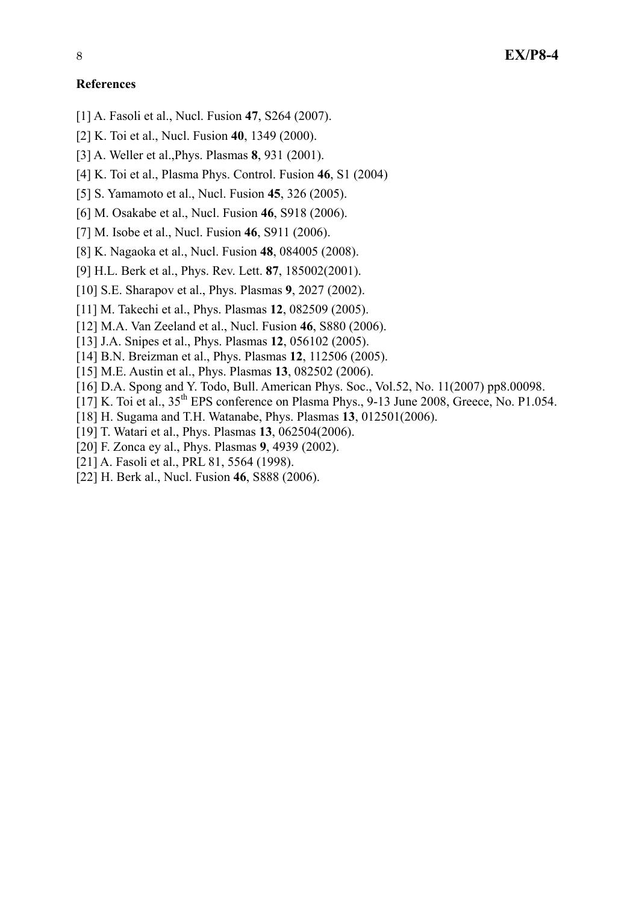**References**

[1] A. Fasoli et al., Nucl. Fusion **47**, S264 (2007).

[2] K. Toi et al., Nucl. Fusion **40**, 1349 (2000).

[3] A. Weller et al.,Phys. Plasmas **8**, 931 (2001).

[4] K. Toi et al., Plasma Phys. Control. Fusion **46**, S1 (2004)

[5] S. Yamamoto et al., Nucl. Fusion **45**, 326 (2005).

[6] M. Osakabe et al., Nucl. Fusion **46**, S918 (2006).

[7] M. Isobe et al., Nucl. Fusion **46**, S911 (2006).

[8] K. Nagaoka et al., Nucl. Fusion **48**, 084005 (2008).

[9] H.L. Berk et al., Phys. Rev. Lett. **87**, 185002(2001).

[10] S.E. Sharapov et al., Phys. Plasmas **9**, 2027 (2002).

[11] M. Takechi et al., Phys. Plasmas **12**, 082509 (2005).

[12] M.A. Van Zeeland et al., Nucl. Fusion **46**, S880 (2006).

[13] J.A. Snipes et al., Phys. Plasmas **12**, 056102 (2005).

[14] B.N. Breizman et al., Phys. Plasmas **12**, 112506 (2005).

[15] M.E. Austin et al., Phys. Plasmas **13**, 082502 (2006).

[16] D.A. Spong and Y. Todo, Bull. American Phys. Soc., Vol.52, No. 11(2007) pp8.00098.

[17] K. Toi et al., 35th EPS conference on Plasma Phys., 9-13 June 2008, Greece, No. P1.054.

[18] H. Sugama and T.H. Watanabe, Phys. Plasmas **13**, 012501(2006).

[19] T. Watari et al., Phys. Plasmas **13**, 062504(2006).

[20] F. Zonca ey al., Phys. Plasmas **9**, 4939 (2002).

[21] A. Fasoli et al., PRL 81, 5564 (1998).

[22] H. Berk al., Nucl. Fusion **46**, S888 (2006).